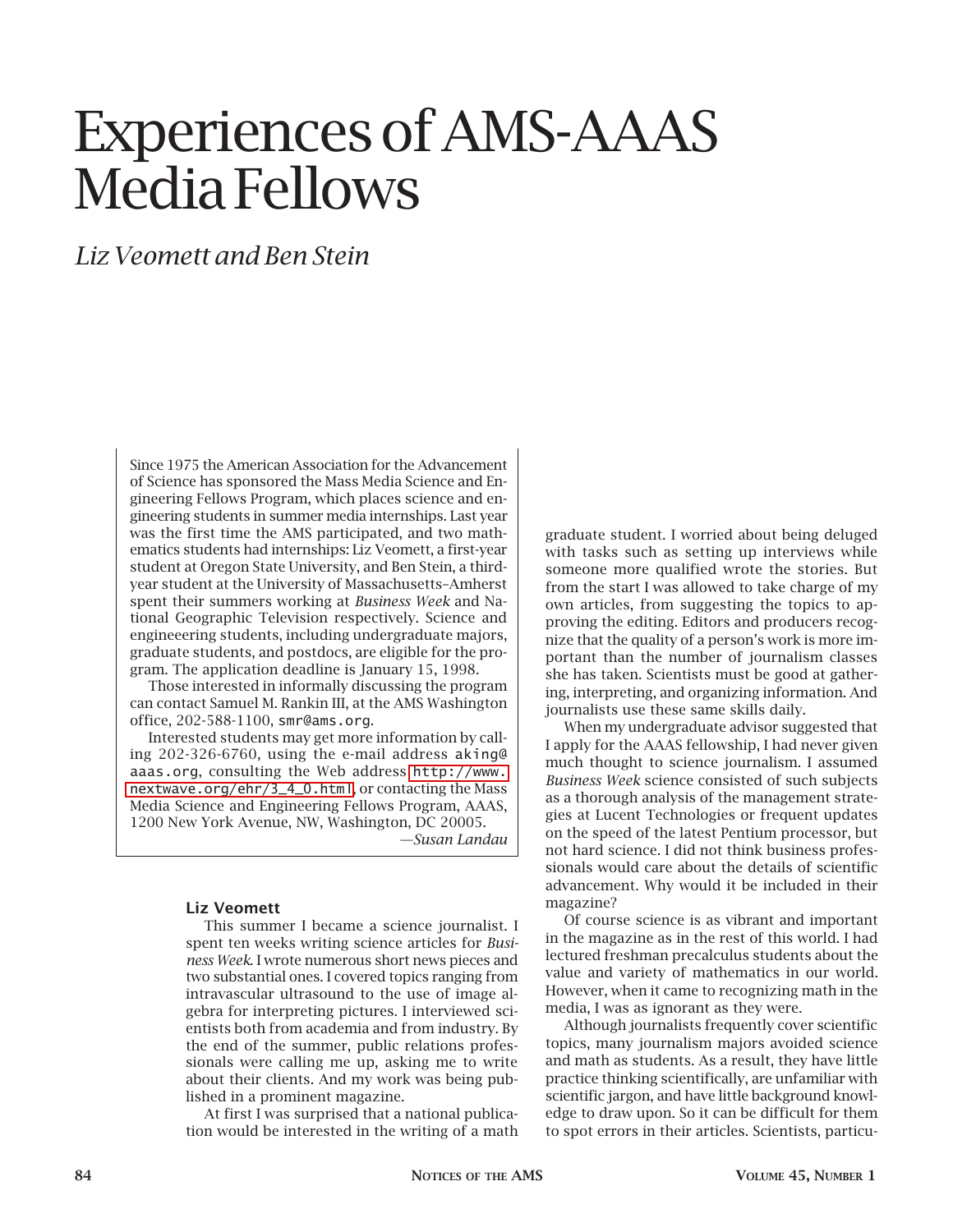# Experiences of AMS-AAAS Media Fellows

*Liz Veomett and Ben Stein*

Since 1975 the American Association for the Advancement of Science has sponsored the Mass Media Science and Engineering Fellows Program, which places science and engineering students in summer media internships. Last year was the first time the AMS participated, and two mathematics students had internships: Liz Veomett, a first-year student at Oregon State University, and Ben Stein, a third-year student at the University of Massachusetts–Amherst spent their summers working at *Business Week* and National Geographic Television respectively. Science and engineering students, including undergraduate majors, graduate students, and postdocs, are eligible for the program. The application deadline is January 15, 1998.

Those interested in informally discussing the program can contact Samuel M. Rankin III, at the AMS Washington office, 202-588-1100, `smr@ams.org`.

Interested students may get more information by calling 202-326-6760, using the e-mail address `aking@aaas.org`, consulting the Web address `http://www.nextwave.org/ehr/3_4_0.html`, or contacting the Mass Media Science and Engineering Fellows Program, AAAS, 1200 New York Avenue, NW, Washington, DC 20005.

—*Susan Landau*

### Liz Veomett

This summer I became a science journalist. I spent ten weeks writing science articles for *Business Week*. I wrote numerous short news pieces and two substantial ones. I covered topics ranging from intravascular ultrasound to the use of image algebra for interpreting pictures. I interviewed scientists both from academia and from industry. By the end of the summer, public relations professionals were calling me up, asking me to write about their clients. And my work was being published in a prominent magazine.

At first I was surprised that a national publication would be interested in the writing of a math graduate student. I worried about being deluged with tasks such as setting up interviews while someone more qualified wrote the stories. But from the start I was allowed to take charge of my own articles, from suggesting the topics to approving the editing. Editors and producers recognize that the quality of a person's work is more important than the number of journalism classes she has taken. Scientists must be good at gathering, interpreting, and organizing information. And journalists use these same skills daily.

When my undergraduate advisor suggested that I apply for the AAAS fellowship, I had never given much thought to science journalism. I assumed *Business Week* science consisted of such subjects as a thorough analysis of the management strategies at Lucent Technologies or frequent updates on the speed of the latest Pentium processor, but not hard science. I did not think business professionals would care about the details of scientific advancement. Why would it be included in their magazine?

Of course science is as vibrant and important in the magazine as in the rest of this world. I had lectured freshman precalculus students about the value and variety of mathematics in our world. However, when it came to recognizing math in the media, I was as ignorant as they were.

Although journalists frequently cover scientific topics, many journalism majors avoided science and math as students. As a result, they have little practice thinking scientifically, are unfamiliar with scientific jargon, and have little background knowledge to draw upon. So it can be difficult for them to spot errors in their articles. Scientists, particu-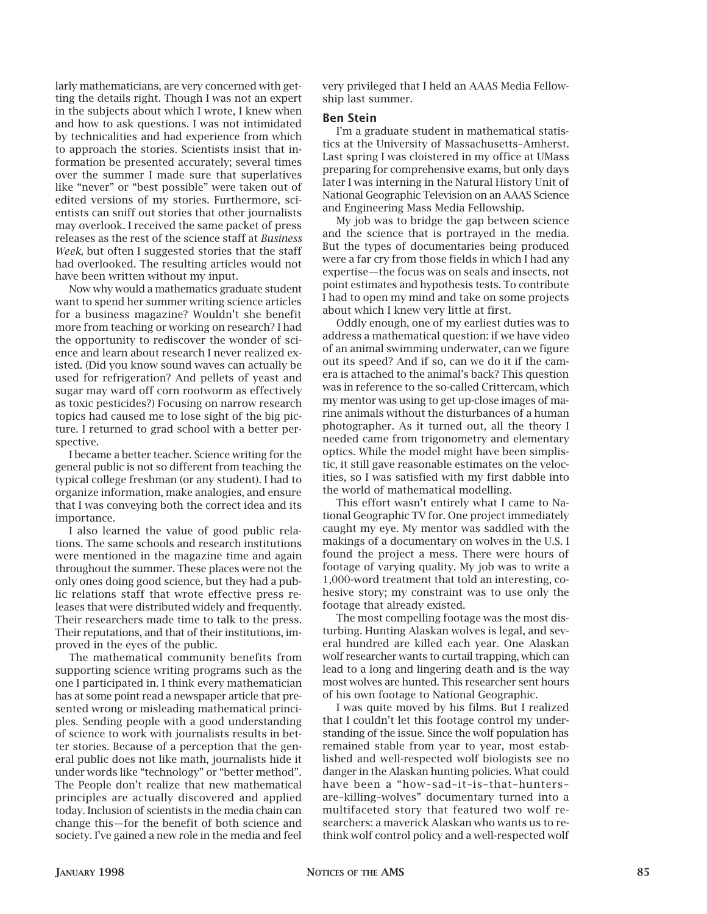larly mathematicians, are very concerned with getting the details right. Though I was not an expert in the subjects about which I wrote, I knew when and how to ask questions. I was not intimidated by technicalities and had experience from which to approach the stories. Scientists insist that information be presented accurately; several times over the summer I made sure that superlatives like "never" or "best possible" were taken out of edited versions of my stories. Furthermore, scientists can sniff out stories that other journalists may overlook. I received the same packet of press releases as the rest of the science staff at *Business Week*, but often I suggested stories that the staff had overlooked. The resulting articles would not have been written without my input.

Now why would a mathematics graduate student want to spend her summer writing science articles for a business magazine? Wouldn't she benefit more from teaching or working on research? I had the opportunity to rediscover the wonder of science and learn about research I never realized existed. (Did you know sound waves can actually be used for refrigeration? And pellets of yeast and sugar may ward off corn rootworm as effectively as toxic pesticides?) Focusing on narrow research topics had caused me to lose sight of the big picture. I returned to grad school with a better perspective.

I became a better teacher. Science writing for the general public is not so different from teaching the typical college freshman (or any student). I had to organize information, make analogies, and ensure that I was conveying both the correct idea and its importance.

I also learned the value of good public relations. The same schools and research institutions were mentioned in the magazine time and again throughout the summer. These places were not the only ones doing good science, but they had a public relations staff that wrote effective press releases that were distributed widely and frequently. Their researchers made time to talk to the press. Their reputations, and that of their institutions, improved in the eyes of the public.

The mathematical community benefits from supporting science writing programs such as the one I participated in. I think every mathematician has at some point read a newspaper article that presented wrong or misleading mathematical principles. Sending people with a good understanding of science to work with journalists results in better stories. Because of a perception that the general public does not like math, journalists hide it under words like "technology" or "better method". The People don't realize that new mathematical principles are actually discovered and applied today. Inclusion of scientists in the media chain can change this—for the benefit of both science and society. I've gained a new role in the media and feel very privileged that I held an AAAS Media Fellowship last summer.

### Ben Stein

I'm a graduate student in mathematical statistics at the University of Massachusetts–Amherst. Last spring I was cloistered in my office at UMass preparing for comprehensive exams, but only days later I was interning in the Natural History Unit of National Geographic Television on an AAAS Science and Engineering Mass Media Fellowship.

My job was to bridge the gap between science and the science that is portrayed in the media. But the types of documentaries being produced were a far cry from those fields in which I had any expertise—the focus was on seals and insects, not point estimates and hypothesis tests. To contribute I had to open my mind and take on some projects about which I knew very little at first.

Oddly enough, one of my earliest duties was to address a mathematical question: if we have video of an animal swimming underwater, can we figure out its speed? And if so, can we do it if the camera is attached to the animal's back? This question was in reference to the so-called Crittercam, which my mentor was using to get up-close images of marine animals without the disturbances of a human photographer. As it turned out, all the theory I needed came from trigonometry and elementary optics. While the model might have been simplistic, it still gave reasonable estimates on the velocities, so I was satisfied with my first dabble into the world of mathematical modelling.

This effort wasn't entirely what I came to National Geographic TV for. One project immediately caught my eye. My mentor was saddled with the makings of a documentary on wolves in the U.S. I found the project a mess. There were hours of footage of varying quality. My job was to write a 1,000-word treatment that told an interesting, cohesive story; my constraint was to use only the footage that already existed.

The most compelling footage was the most disturbing. Hunting Alaskan wolves is legal, and several hundred are killed each year. One Alaskan wolf researcher wants to curtail trapping, which can lead to a long and lingering death and is the way most wolves are hunted. This researcher sent hours of his own footage to National Geographic.

I was quite moved by his films. But I realized that I couldn't let this footage control my understanding of the issue. Since the wolf population has remained stable from year to year, most established and well-respected wolf biologists see no danger in the Alaskan hunting policies. What could have been a "how-sad-it-is-that-hunters-are-killing-wolves" documentary turned into a multifaceted story that featured two wolf researchers: a maverick Alaskan who wants us to rethink wolf control policy and a well-respected wolf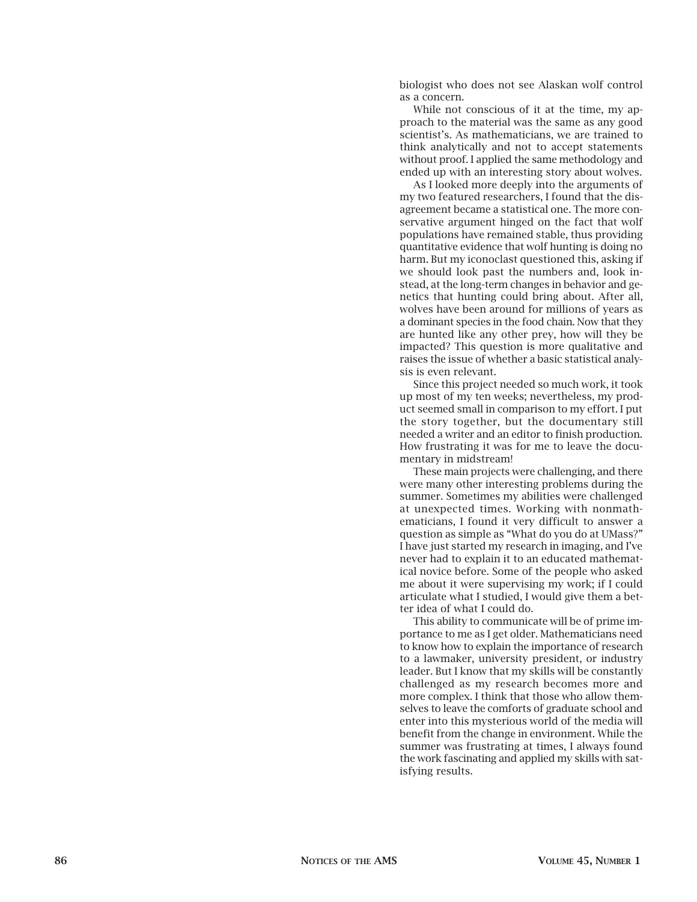biologist who does not see Alaskan wolf control as a concern.

While not conscious of it at the time, my approach to the material was the same as any good scientist's. As mathematicians, we are trained to think analytically and not to accept statements without proof. I applied the same methodology and ended up with an interesting story about wolves.

As I looked more deeply into the arguments of my two featured researchers, I found that the disagreement became a statistical one. The more conservative argument hinged on the fact that wolf populations have remained stable, thus providing quantitative evidence that wolf hunting is doing no harm. But my iconoclast questioned this, asking if we should look past the numbers and, look instead, at the long-term changes in behavior and genetics that hunting could bring about. After all, wolves have been around for millions of years as a dominant species in the food chain. Now that they are hunted like any other prey, how will they be impacted? This question is more qualitative and raises the issue of whether a basic statistical analysis is even relevant.

Since this project needed so much work, it took up most of my ten weeks; nevertheless, my product seemed small in comparison to my effort. I put the story together, but the documentary still needed a writer and an editor to finish production. How frustrating it was for me to leave the documentary in midstream!

These main projects were challenging, and there were many other interesting problems during the summer. Sometimes my abilities were challenged at unexpected times. Working with nonmathematicians, I found it very difficult to answer a question as simple as "What do you do at UMass?" I have just started my research in imaging, and I've never had to explain it to an educated mathematical novice before. Some of the people who asked me about it were supervising my work; if I could articulate what I studied, I would give them a better idea of what I could do.

This ability to communicate will be of prime importance to me as I get older. Mathematicians need to know how to explain the importance of research to a lawmaker, university president, or industry leader. But I know that my skills will be constantly challenged as my research becomes more and more complex. I think that those who allow themselves to leave the comforts of graduate school and enter into this mysterious world of the media will benefit from the change in environment. While the summer was frustrating at times, I always found the work fascinating and applied my skills with satisfying results.